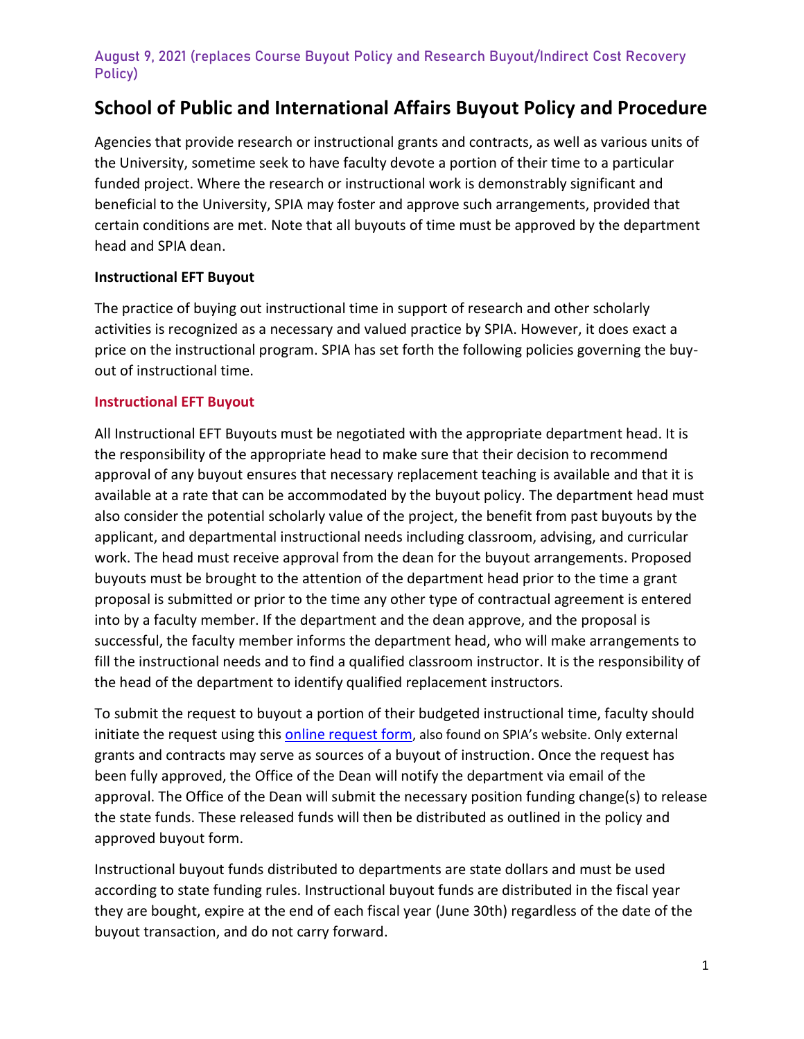August 9, 2021 (replaces Course Buyout Policy and Research Buyout/Indirect Cost Recovery Policy)

# School of Public and International Affairs Buyout Policy and Procedure

Agencies that provide research or instructional grants and contracts, as well as various units of the University, sometime seek to have faculty devote a portion of their time to a particular funded project. Where the research or instructional work is demonstrably significant and beneficial to the University, SPIA may foster and approve such arrangements, provided that certain conditions are met. Note that all buyouts of time must be approved by the department head and SPIA dean.

**Instructional EFT Buyout**

The practice of buying out instructional time in support of research and other scholarly activities is recognized as a necessary and valued practice by SPIA. However, it does exact a price on the instructional program. SPIA has set forth the following policies governing the buy-out of instructional time.

**Instructional EFT Buyout**

All Instructional EFT Buyouts must be negotiated with the appropriate department head. It is the responsibility of the appropriate head to make sure that their decision to recommend approval of any buyout ensures that necessary replacement teaching is available and that it is available at a rate that can be accommodated by the buyout policy. The department head must also consider the potential scholarly value of the project, the benefit from past buyouts by the applicant, and departmental instructional needs including classroom, advising, and curricular work. The head must receive approval from the dean for the buyout arrangements. Proposed buyouts must be brought to the attention of the department head prior to the time a grant proposal is submitted or prior to the time any other type of contractual agreement is entered into by a faculty member. If the department and the dean approve, and the proposal is successful, the faculty member informs the department head, who will make arrangements to fill the instructional needs and to find a qualified classroom instructor. It is the responsibility of the head of the department to identify qualified replacement instructors.

To submit the request to buyout a portion of their budgeted instructional time, faculty should initiate the request using this online request form, also found on SPIA's website. Only external grants and contracts may serve as sources of a buyout of instruction. Once the request has been fully approved, the Office of the Dean will notify the department via email of the approval. The Office of the Dean will submit the necessary position funding change(s) to release the state funds. These released funds will then be distributed as outlined in the policy and approved buyout form.

Instructional buyout funds distributed to departments are state dollars and must be used according to state funding rules. Instructional buyout funds are distributed in the fiscal year they are bought, expire at the end of each fiscal year (June 30th) regardless of the date of the buyout transaction, and do not carry forward.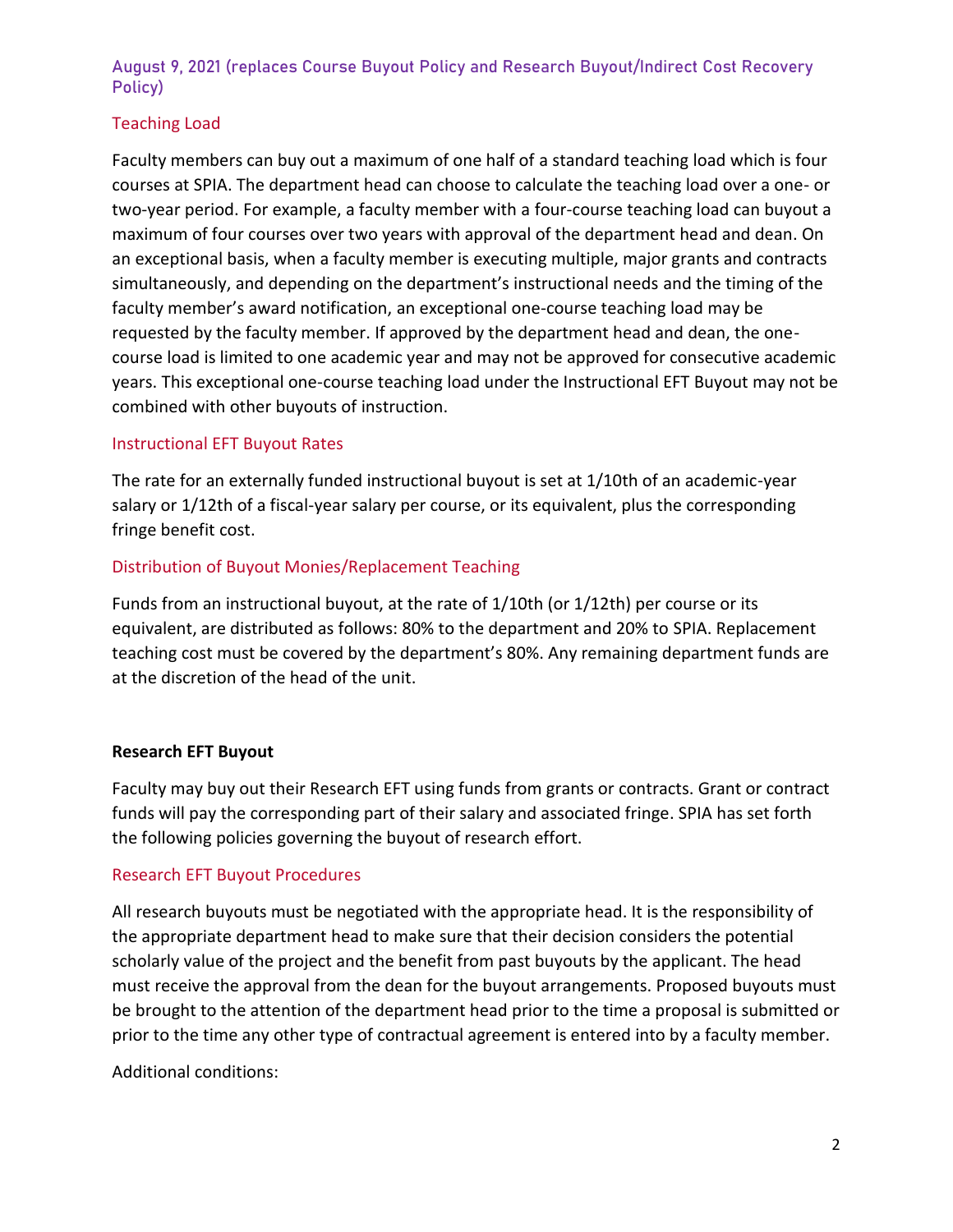## August 9, 2021 (replaces Course Buyout Policy and Research Buyout/Indirect Cost Recovery Policy)

### Teaching Load

Faculty members can buy out a maximum of one half of a standard teaching load which is four courses at SPIA. The department head can choose to calculate the teaching load over a one- or two-year period. For example, a faculty member with a four-course teaching load can buyout a maximum of four courses over two years with approval of the department head and dean. On an exceptional basis, when a faculty member is executing multiple, major grants and contracts simultaneously, and depending on the department's instructional needs and the timing of the faculty member's award notification, an exceptional one-course teaching load may be requested by the faculty member. If approved by the department head and dean, the one-course load is limited to one academic year and may not be approved for consecutive academic years. This exceptional one-course teaching load under the Instructional EFT Buyout may not be combined with other buyouts of instruction.

### Instructional EFT Buyout Rates

The rate for an externally funded instructional buyout is set at 1/10th of an academic-year salary or 1/12th of a fiscal-year salary per course, or its equivalent, plus the corresponding fringe benefit cost.

### Distribution of Buyout Monies/Replacement Teaching

Funds from an instructional buyout, at the rate of 1/10th (or 1/12th) per course or its equivalent, are distributed as follows: 80% to the department and 20% to SPIA. Replacement teaching cost must be covered by the department's 80%. Any remaining department funds are at the discretion of the head of the unit.

## Research EFT Buyout

Faculty may buy out their Research EFT using funds from grants or contracts. Grant or contract funds will pay the corresponding part of their salary and associated fringe. SPIA has set forth the following policies governing the buyout of research effort.

### Research EFT Buyout Procedures

All research buyouts must be negotiated with the appropriate head. It is the responsibility of the appropriate department head to make sure that their decision considers the potential scholarly value of the project and the benefit from past buyouts by the applicant. The head must receive the approval from the dean for the buyout arrangements. Proposed buyouts must be brought to the attention of the department head prior to the time a proposal is submitted or prior to the time any other type of contractual agreement is entered into by a faculty member.

Additional conditions: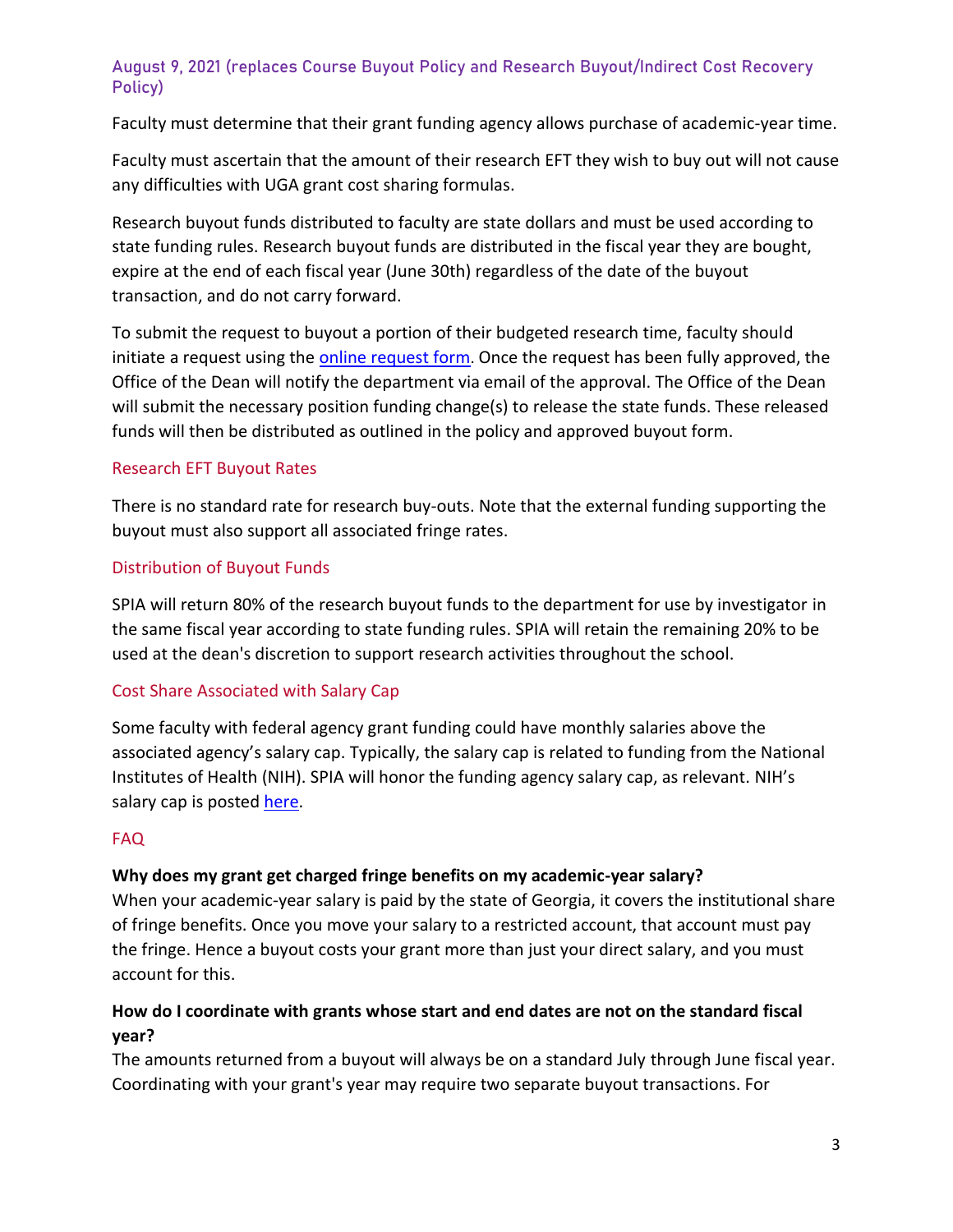## August 9, 2021 (replaces Course Buyout Policy and Research Buyout/Indirect Cost Recovery Policy)

Faculty must determine that their grant funding agency allows purchase of academic-year time.

Faculty must ascertain that the amount of their research EFT they wish to buy out will not cause any difficulties with UGA grant cost sharing formulas.

Research buyout funds distributed to faculty are state dollars and must be used according to state funding rules. Research buyout funds are distributed in the fiscal year they are bought, expire at the end of each fiscal year (June 30th) regardless of the date of the buyout transaction, and do not carry forward.

To submit the request to buyout a portion of their budgeted research time, faculty should initiate a request using the online request form. Once the request has been fully approved, the Office of the Dean will notify the department via email of the approval. The Office of the Dean will submit the necessary position funding change(s) to release the state funds. These released funds will then be distributed as outlined in the policy and approved buyout form.

### Research EFT Buyout Rates

There is no standard rate for research buy-outs. Note that the external funding supporting the buyout must also support all associated fringe rates.

### Distribution of Buyout Funds

SPIA will return 80% of the research buyout funds to the department for use by investigator in the same fiscal year according to state funding rules. SPIA will retain the remaining 20% to be used at the dean's discretion to support research activities throughout the school.

### Cost Share Associated with Salary Cap

Some faculty with federal agency grant funding could have monthly salaries above the associated agency's salary cap. Typically, the salary cap is related to funding from the National Institutes of Health (NIH). SPIA will honor the funding agency salary cap, as relevant. NIH's salary cap is posted here.

### FAQ

**Why does my grant get charged fringe benefits on my academic-year salary?**
When your academic-year salary is paid by the state of Georgia, it covers the institutional share of fringe benefits. Once you move your salary to a restricted account, that account must pay the fringe. Hence a buyout costs your grant more than just your direct salary, and you must account for this.

**How do I coordinate with grants whose start and end dates are not on the standard fiscal year?**
The amounts returned from a buyout will always be on a standard July through June fiscal year. Coordinating with your grant's year may require two separate buyout transactions. For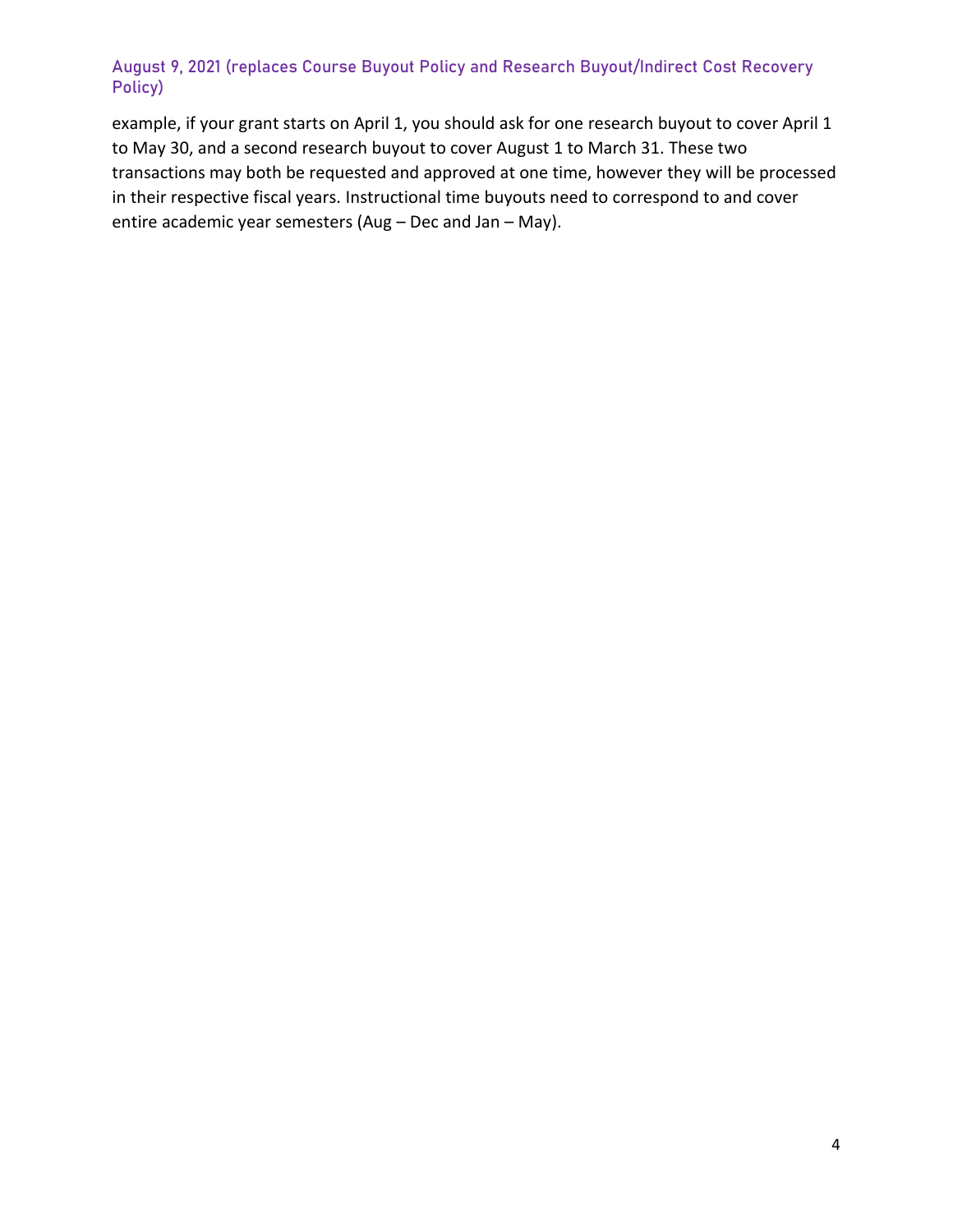example, if your grant starts on April 1, you should ask for one research buyout to cover April 1 to May 30, and a second research buyout to cover August 1 to March 31. These two transactions may both be requested and approved at one time, however they will be processed in their respective fiscal years. Instructional time buyouts need to correspond to and cover entire academic year semesters (Aug – Dec and Jan – May).